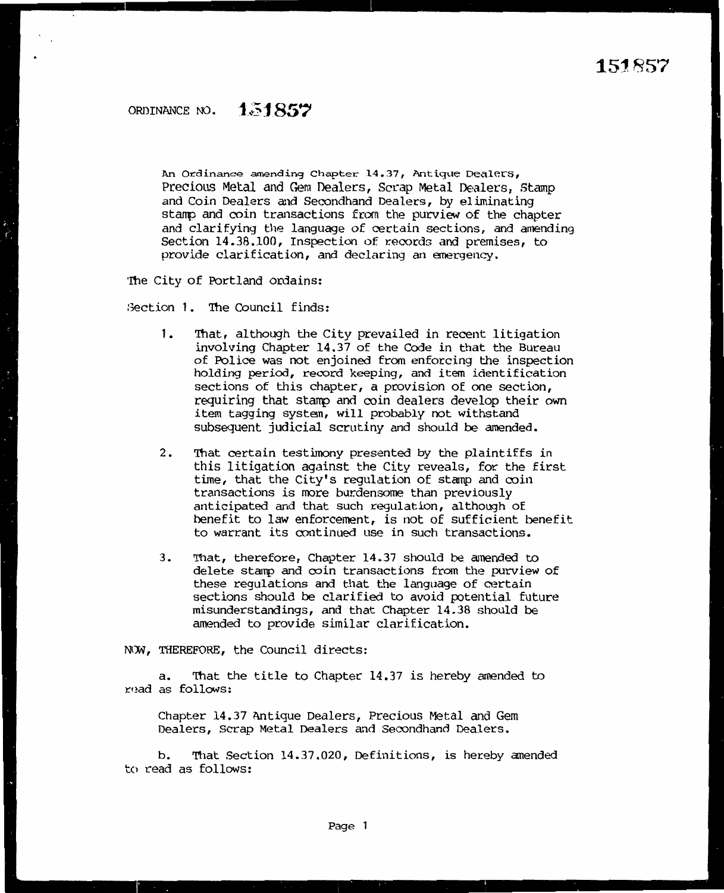151857

ORDINANCE NO. 151857

An Ordinance amending Chapter 14.37, Antique Dealers, Precious Metal and Gem Dealers, Scrap Metal Dealers, Stamp and Coin Dealers and Secondhand Dealers, by eliminating stamp and coin transactions from the purview of the chapter and clarifying the language of certain sections, and amending Section 14.38.100, Inspection of records and premises, to provide clarification, and declaring an emergency.

The City of Portland ordains:

Section 1. The Council finds:

1. That, although the City prevailed in recent litigation involving Chapter 14.37 of the Code in that the Bureau of Police was not enjoined from enforcing the inspection holding period, record keeping, and item identification sections of this chapter, a provision of one section, requiring that stamp and coin dealers develop their own item tagging system, will probably not withstand subsequent judicial scrutiny and should be amended.

2. That certain testimony presented by the plaintiffs in this litigation against the City reveals, for the first time, that the City's regulation of stamp and coin transactions is more burdensome than previously anticipated and that such regulation, although of benefit to law enforcement, is not of sufficient benefit to warrant its continued use in such transactions.

3. That, therefore, Chapter 14.37 should be amended to delete stamp and coin transactions from the purview of these regulations and that the language of certain sections should be clarified to avoid potential future misunderstandings, and that Chapter 14.38 should be amended to provide similar clarification.

NOW, THEREFORE, the Council directs:

a. That the title to Chapter 14.37 is hereby amended to read as follows:

Chapter 14.37 Antique Dealers, Precious Metal and Gem Dealers, Scrap Metal Dealers and Secondhand Dealers.

b. That Section 14.37.020, Definitions, is hereby amended to read as follows: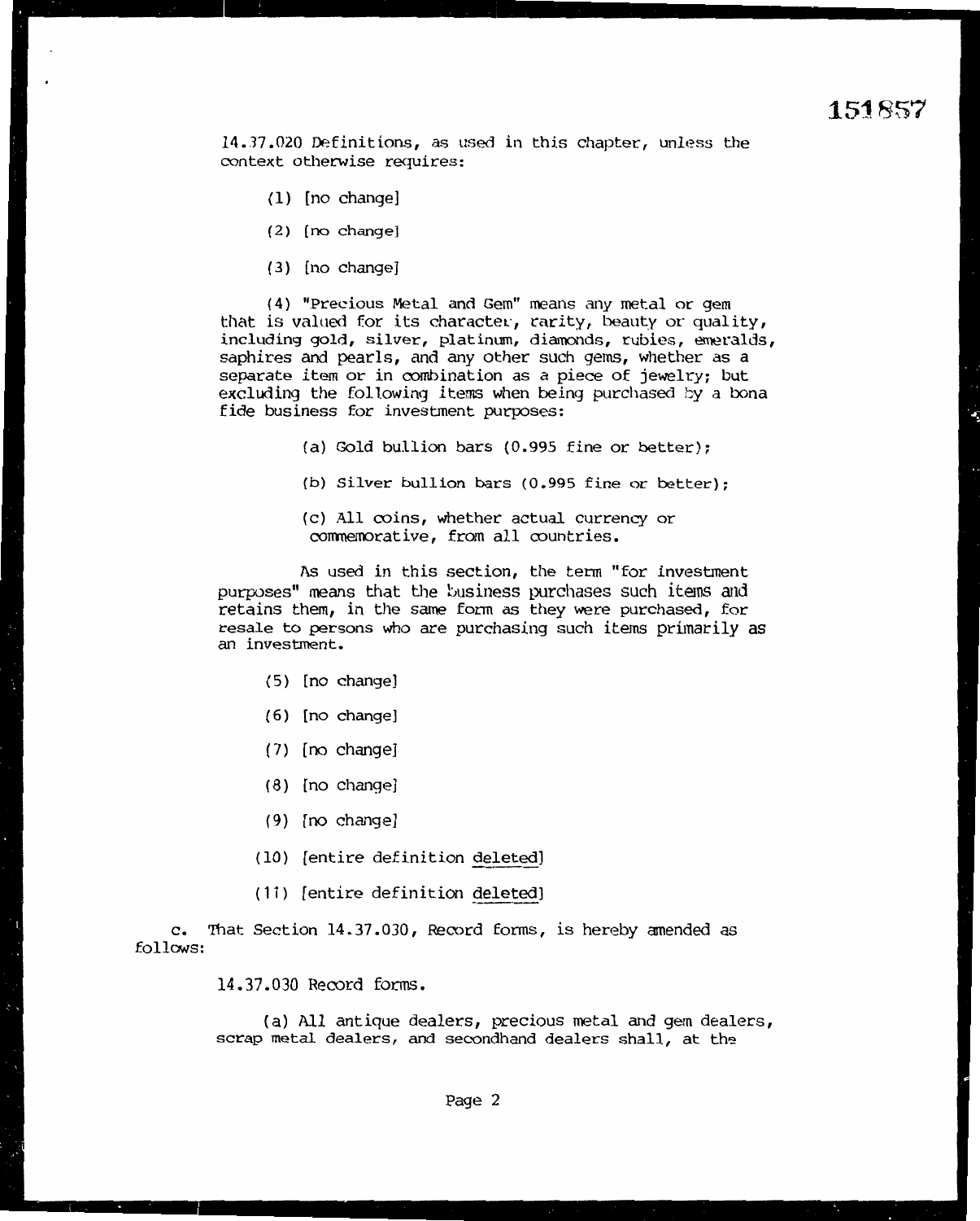151857

14.37.020 Definitions, as used in this chapter, unless the context otherwise requires:

(1) [no change]

(2) [no change]

(3) [no change]

(4) "Precious Metal and Gem" means any metal or gem that is valued for its character, rarity, beauty or quality, including gold, silver, platinum, diamonds, rubies, emeralds, saphires and pearls, and any other such gems, whether as a separate item or in combination as a piece of jewelry; but excluding the following items when being purchased by a bona fide business for investment purposes:

(a) Gold bullion bars (0.995 fine or better);

(b) Silver bullion bars (0.995 fine or better);

(c) All coins, whether actual currency or commemorative, from all countries.

As used in this section, the term "for investment purposes" means that the business purchases such items and retains them, in the same form as they were purchased, for resale to persons who are purchasing such items primarily as an investment.

(5) [no change]

(6) [no change]

(7) [no change]

(8) [no change]

(9) [no change]

(10) [entire definition deleted]

(11) [entire definition deleted]

c. That Section 14.37.030, Record forms, is hereby amended as follows:

14.37.030 Record forms.

(a) All antique dealers, precious metal and gem dealers, scrap metal dealers, and secondhand dealers shall, at the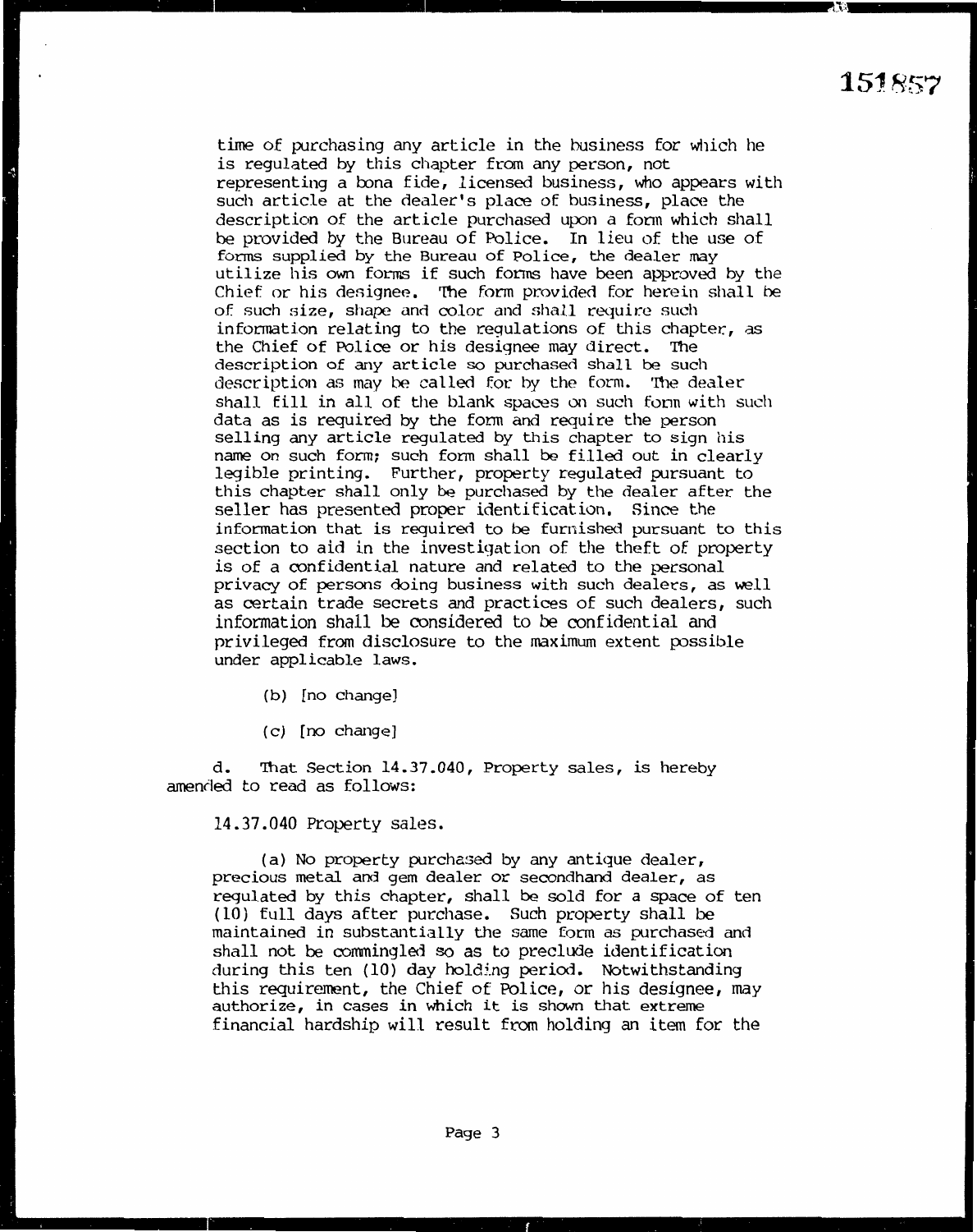time of purchasing any article in the business for which he is regulated by this chapter from any person, not representing a bona fide, licensed business, who appears with such article at the dealer's place of business, place the description of the article purchased upon a form which shall be provided by the Bureau of Police. In lieu of the use of forms supplied by the Bureau of Police, the dealer may utilize his own forms if such forms have been approved by the Chief or his designee. The form provided for herein shall be of such size, shape and color and shall require such information relating to the regulations of this chapter, as the Chief of Police or his designee may direct. The description of any article so purchased shall be such description as may be called for by the form. The dealer shall fill in all of the blank spaces on such form with such data as is required by the form and require the person selling any article regulated by this chapter to sign his name on such form; such form shall be filled out in clearly legible printing. Further, property regulated pursuant to this chapter shall only be purchased by the dealer after the seller has presented proper identification. Since the information that is required to be furnished pursuant to this section to aid in the investigation of the theft of property is of a confidential nature and related to the personal privacy of persons doing business with such dealers, as well as certain trade secrets and practices of such dealers, such information shall be considered to be confidential and privileged from disclosure to the maximum extent possible under applicable laws.

(b) [no change]

(c) [no change]

d. That Section 14.37.040, Property sales, is hereby amended to read as follows:

14.37.040 Property sales.

(a) No property purchased by any antique dealer, precious metal and gem dealer or secondhand dealer, as regulated by this chapter, shall be sold for a space of ten (10) full days after purchase. Such property shall be maintained in substantially the same form as purchased and shall not be commingled so as to preclude identification during this ten (10) day holding period. Notwithstanding this requirement, the Chief of Police, or his designee, may authorize, in cases in which it is shown that extreme financial hardship will result from holding an item for the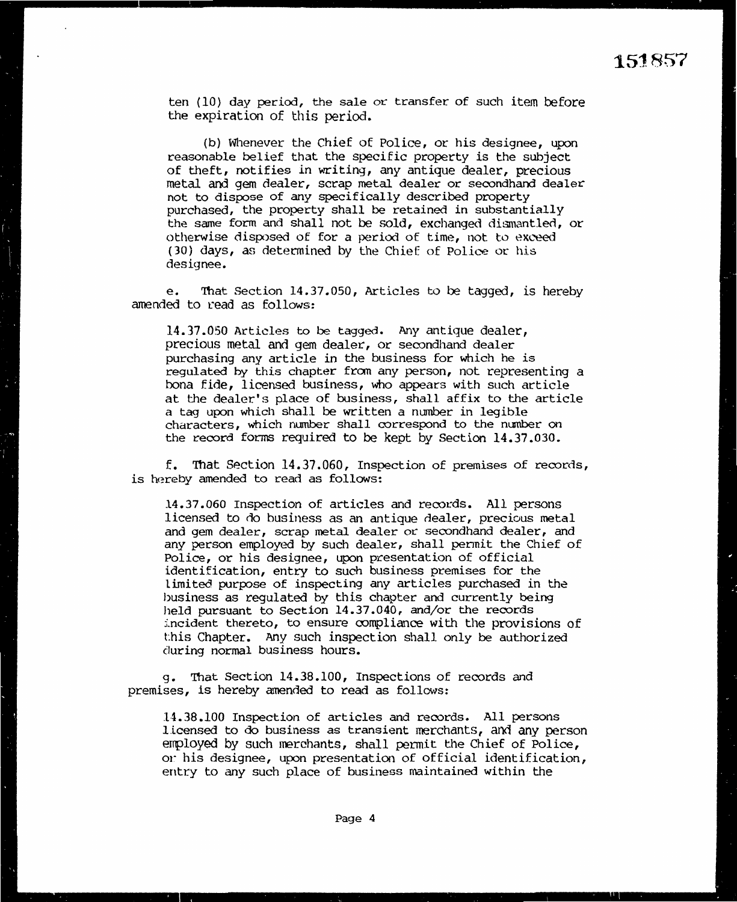ten (10) day period, the sale or transfer of such item before the expiration of this period.

(b) Whenever the Chief of Police, or his designee, upon reasonable belief that the specific property is the subject of theft, notifies in writing, any antique dealer, precious metal and gem dealer, scrap metal dealer or secondhand dealer not to dispose of any specifically described property purchased, the property shall be retained in substantially the same form and shall not be sold, exchanged dismantled, or otherwise disposed of for a period of time, not to exceed (30) days, as determined by the Chief of Police or his designee.

e. That Section 14.37.050, Articles to be tagged, is hereby amended to read as follows:

> 14.37.050 Articles to be tagged. Any antique dealer, precious metal and gem dealer, or secondhand dealer purchasing any article in the business for which he is regulated by this chapter from any person, not representing a bona fide, licensed business, who appears with such article at the dealer's place of business, shall affix to the article a tag upon which shall be written a number in legible characters, which number shall correspond to the number on the record forms required to be kept by Section 14.37.030.

f. That Section 14.37.060, Inspection of premises of records, is hereby amended to read as follows:

> 14.37.060 Inspection of articles and records. All persons licensed to do business as an antique dealer, precious metal and gem dealer, scrap metal dealer or secondhand dealer, and any person employed by such dealer, shall permit the Chief of Police, or his designee, upon presentation of official identification, entry to such business premises for the limited purpose of inspecting any articles purchased in the business as regulated by this chapter and currently being held pursuant to Section 14.37.040, and/or the records incident thereto, to ensure compliance with the provisions of this Chapter. Any such inspection shall only be authorized during normal business hours.

g. That Section 14.38.100, Inspections of records and premises, is hereby amended to read as follows:

> 14.38.100 Inspection of articles and records. All persons licensed to do business as transient merchants, and any person employed by such merchants, shall permit the Chief of Police, or his designee, upon presentation of official identification, entry to any such place of business maintained within the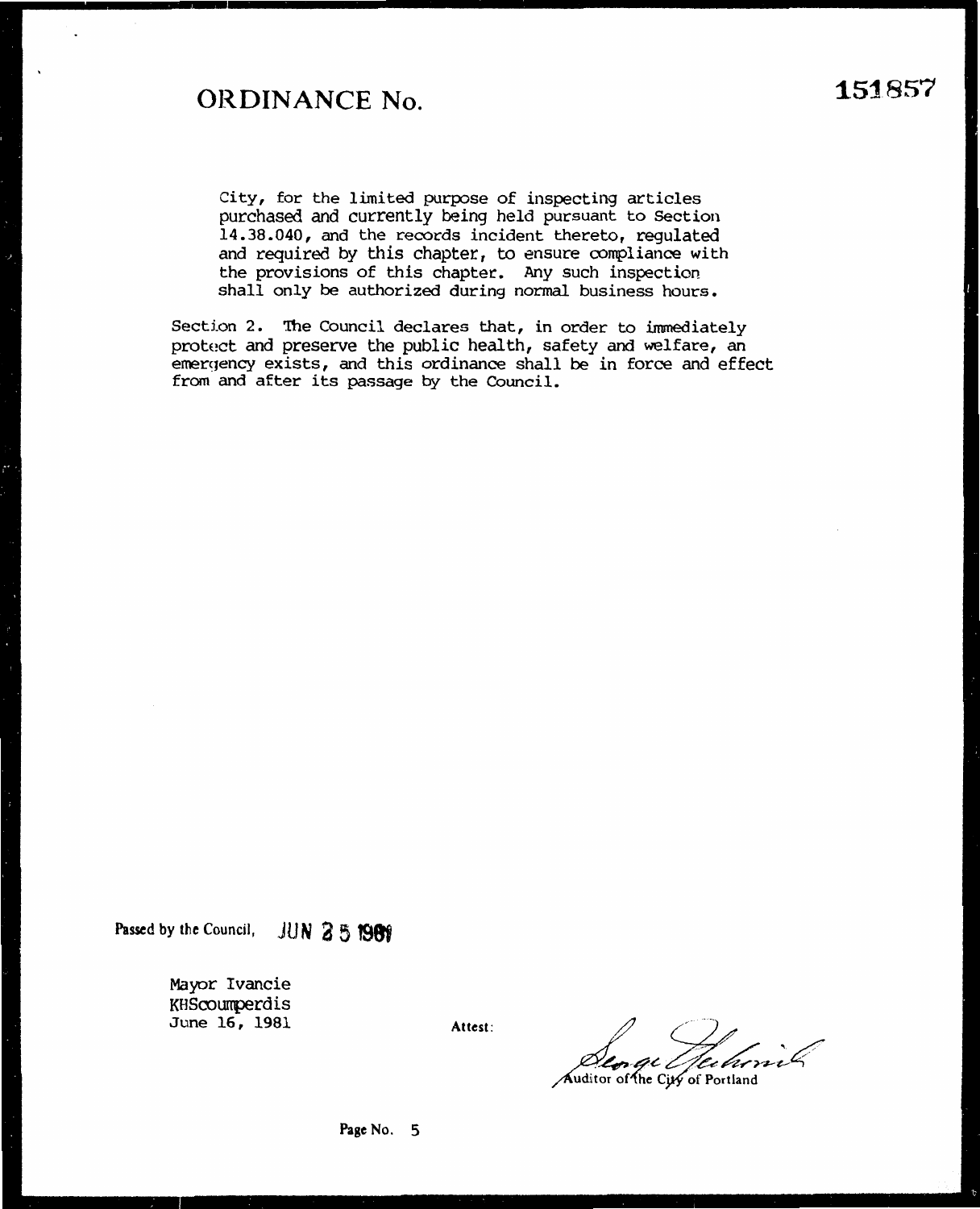# ORDINANCE No. 151857

City, for the limited purpose of inspecting articles purchased and currently being held pursuant to Section 14.38.040, and the records incident thereto, regulated and required by this chapter, to ensure compliance with the provisions of this chapter. Any such inspection shall only be authorized during normal business hours.

Section 2. The Council declares that, in order to immediately protect and preserve the public health, safety and welfare, an emergency exists, and this ordinance shall be in force and effect from and after its passage by the Council.

Passed by the Council, JUN 25 1981

Mayor Ivancie
KHScoumperdis
June 16, 1981

Attest:

Auditor of the City of Portland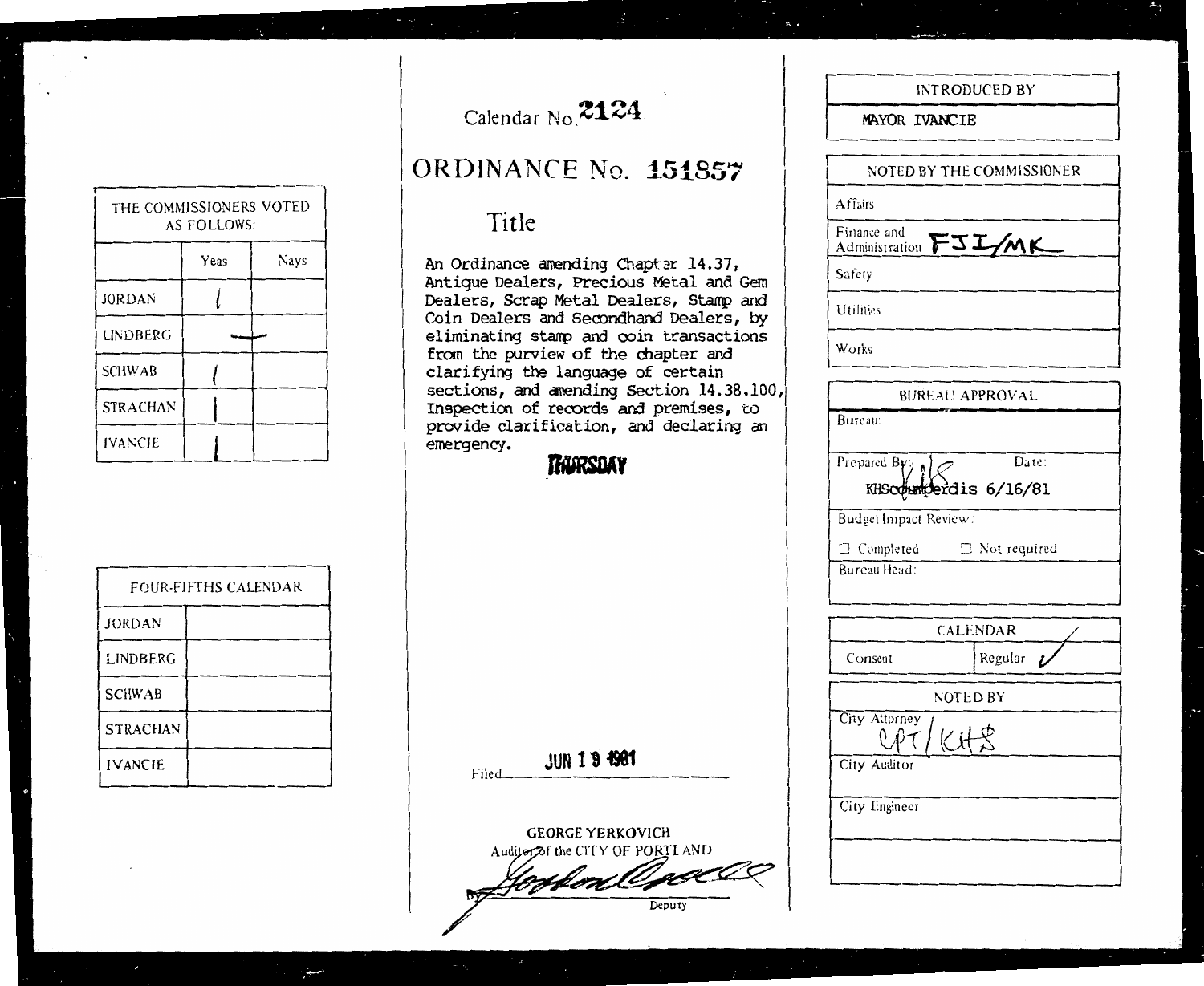| THE COMMISSIONERS VOTED AS FOLLOWS: | | |
|---|---|---|
| | Yeas | Nays |
| JORDAN | / | |
| LINDBERG | — | |
| SCHWAB | / | |
| STRACHAN | / | |
| IVANCIE | / | |

| FOUR-FIFTHS CALENDAR | |
|---|---|
| JORDAN | |
| LINDBERG | |
| SCHWAB | |
| STRACHAN | |
| IVANCIE | |

Calendar No. 2124

# ORDINANCE No. 151857

## Title

An Ordinance amending Chapter 14.37, Antique Dealers, Precious Metal and Gem Dealers, Scrap Metal Dealers, Stamp and Coin Dealers and Secondhand Dealers, by eliminating stamp and coin transactions from the purview of the chapter and clarifying the language of certain sections, and amending Section 14.38.100, Inspection of records and premises, to provide clarification, and declaring an emergency.

THURSDAY

Filed JUN 19 1981

GEORGE YERKOVICH
Auditor of the CITY OF PORTLAND

By [signature]
Deputy

| INTRODUCED BY |
|---|
| MAYOR IVANCIE |

| NOTED BY THE COMMISSIONER | |
|---|---|
| Affairs | |
| Finance and Administration | FJI/MK |
| Safety | |
| Utilities | |
| Works | |

| BUREAU APPROVAL | |
|---|---|
| Bureau: | |
| Prepared By: KHS | Date: |
| KHScomperdis 6/16/81 | |
| Budget Impact Review: | |
| ☐ Completed | ☐ Not required |
| Bureau Head: | |

| CALENDAR | |
|---|---|
| Consent | Regular ✓ |

| NOTED BY | |
|---|---|
| City Attorney | CPT/KHS |
| City Auditor | |
| City Engineer | |